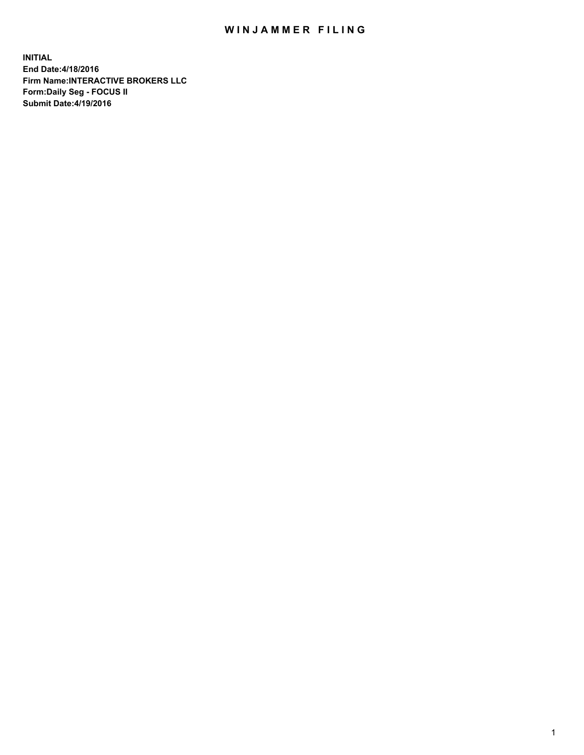# WINJAMMER FILING

**INITIAL**
**End Date:4/18/2016**
**Firm Name:INTERACTIVE BROKERS LLC**
**Form:Daily Seg - FOCUS II**
**Submit Date:4/19/2016**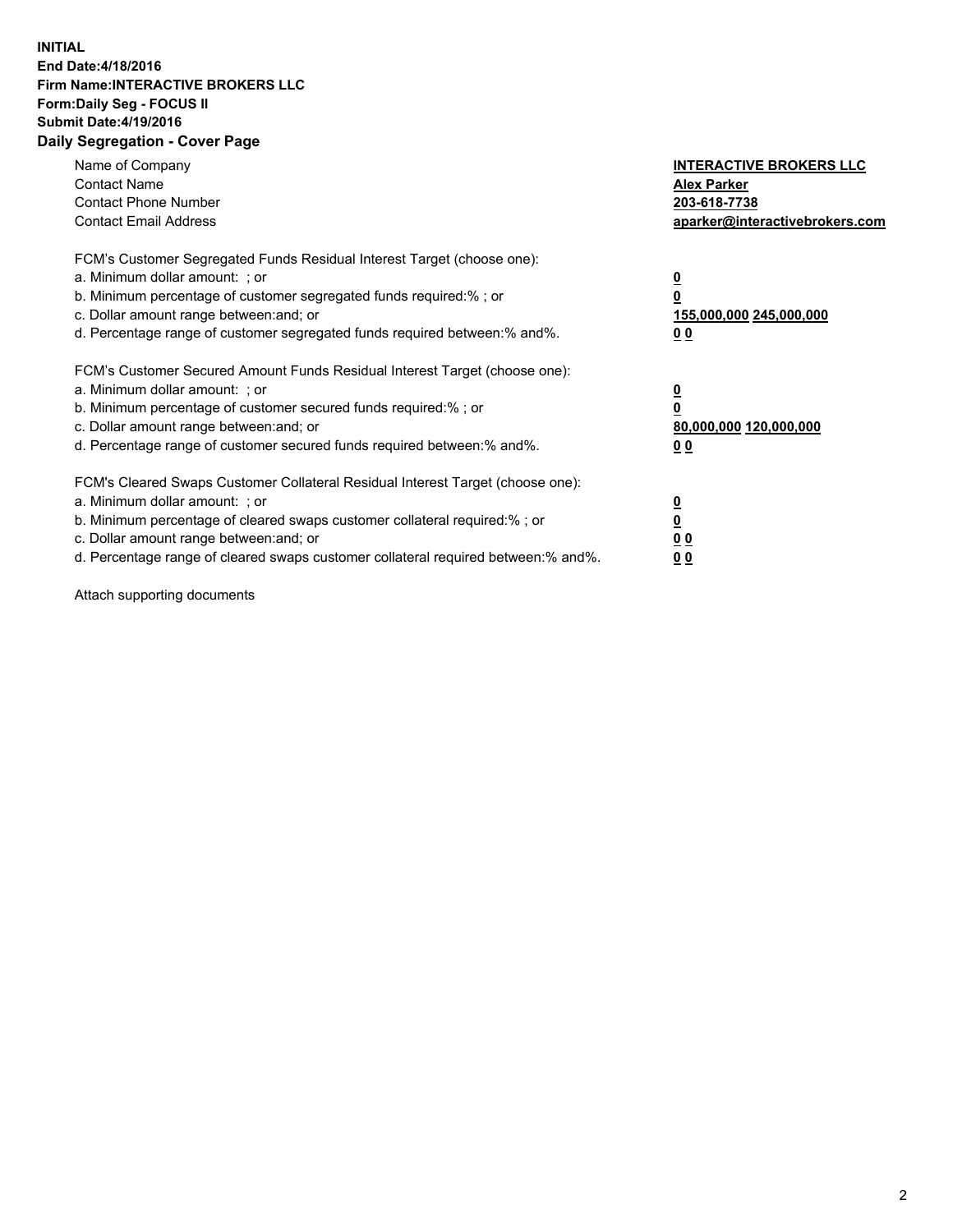**INITIAL**
**End Date:4/18/2016**
**Firm Name:INTERACTIVE BROKERS LLC**
**Form:Daily Seg - FOCUS II**
**Submit Date:4/19/2016**

## Daily Segregation - Cover Page

| | |
|---|---|
| Name of Company | **INTERACTIVE BROKERS LLC** |
| Contact Name | **Alex Parker** |
| Contact Phone Number | **203-618-7738** |
| Contact Email Address | **aparker@interactivebrokers.com** |

FCM's Customer Segregated Funds Residual Interest Target (choose one):

| | |
|---|---|
| a. Minimum dollar amount: ; or | **0** |
| b. Minimum percentage of customer segregated funds required:% ; or | **0** |
| c. Dollar amount range between:and; or | **155,000,000 245,000,000** |
| d. Percentage range of customer segregated funds required between:% and%. | **0 0** |

FCM's Customer Secured Amount Funds Residual Interest Target (choose one):

| | |
|---|---|
| a. Minimum dollar amount: ; or | **0** |
| b. Minimum percentage of customer secured funds required:% ; or | **0** |
| c. Dollar amount range between:and; or | **80,000,000 120,000,000** |
| d. Percentage range of customer secured funds required between:% and%. | **0 0** |

FCM's Cleared Swaps Customer Collateral Residual Interest Target (choose one):

| | |
|---|---|
| a. Minimum dollar amount: ; or | **0** |
| b. Minimum percentage of cleared swaps customer collateral required:% ; or | **0** |
| c. Dollar amount range between:and; or | **0 0** |
| d. Percentage range of cleared swaps customer collateral required between:% and%. | **0 0** |

Attach supporting documents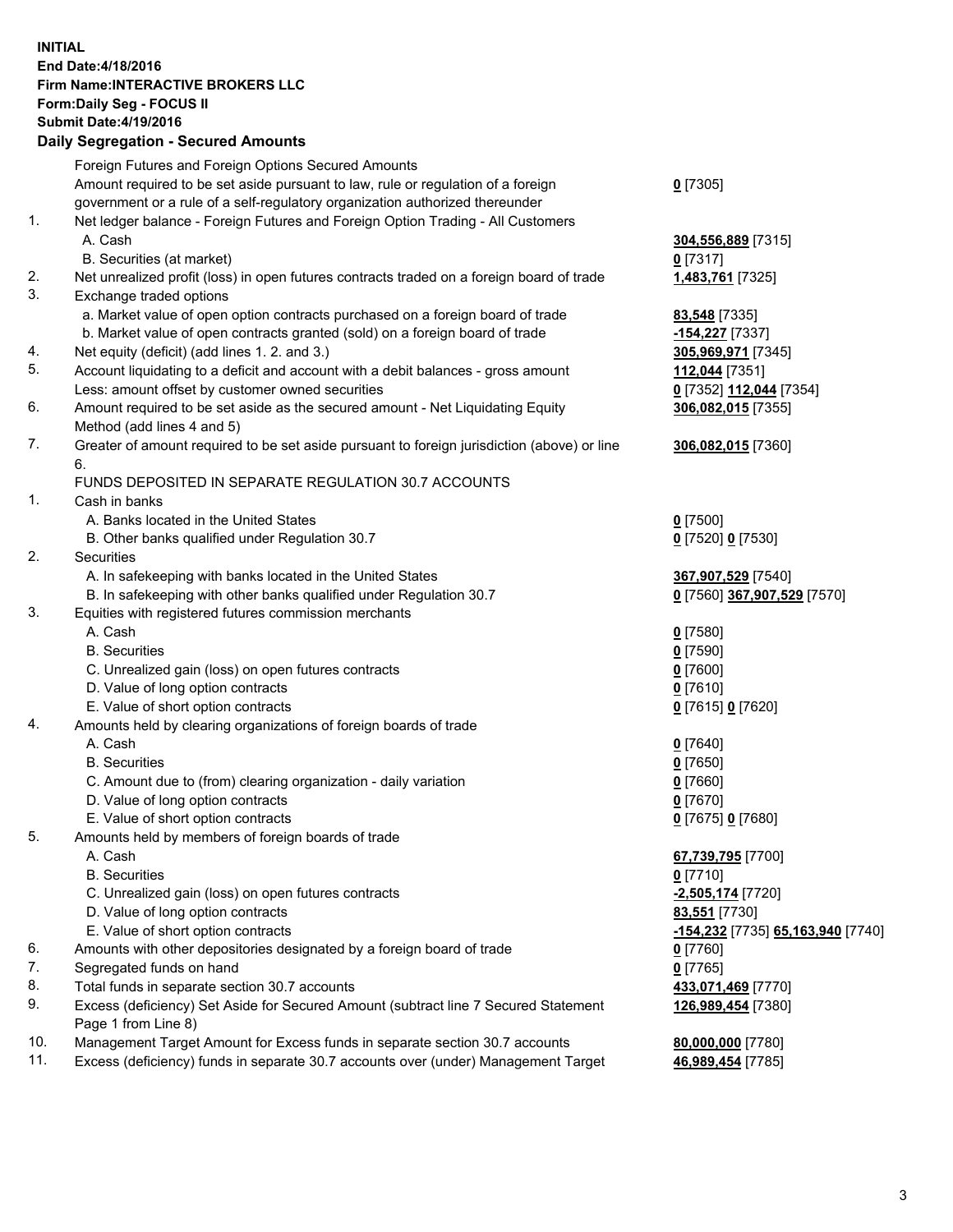**INITIAL**
**End Date:4/18/2016**
**Firm Name:INTERACTIVE BROKERS LLC**
**Form:Daily Seg - FOCUS II**
**Submit Date:4/19/2016**

## Daily Segregation - Secured Amounts

| | | |
|---|---|---|
| | Foreign Futures and Foreign Options Secured Amounts | |
| | Amount required to be set aside pursuant to law, rule or regulation of a foreign government or a rule of a self-regulatory organization authorized thereunder | **0** [7305] |
| 1. | Net ledger balance - Foreign Futures and Foreign Option Trading - All Customers | |
| | A. Cash | **304,556,889** [7315] |
| | B. Securities (at market) | **0** [7317] |
| 2. | Net unrealized profit (loss) in open futures contracts traded on a foreign board of trade | **1,483,761** [7325] |
| 3. | Exchange traded options | |
| | a. Market value of open option contracts purchased on a foreign board of trade | **83,548** [7335] |
| | b. Market value of open contracts granted (sold) on a foreign board of trade | **-154,227** [7337] |
| 4. | Net equity (deficit) (add lines 1. 2. and 3.) | **305,969,971** [7345] |
| 5. | Account liquidating to a deficit and account with a debit balances - gross amount | **112,044** [7351] |
| | Less: amount offset by customer owned securities | **0** [7352] **112,044** [7354] |
| 6. | Amount required to be set aside as the secured amount - Net Liquidating Equity Method (add lines 4 and 5) | **306,082,015** [7355] |
| 7. | Greater of amount required to be set aside pursuant to foreign jurisdiction (above) or line 6. | **306,082,015** [7360] |
| | FUNDS DEPOSITED IN SEPARATE REGULATION 30.7 ACCOUNTS | |
| 1. | Cash in banks | |
| | A. Banks located in the United States | **0** [7500] |
| | B. Other banks qualified under Regulation 30.7 | **0** [7520] **0** [7530] |
| 2. | Securities | |
| | A. In safekeeping with banks located in the United States | **367,907,529** [7540] |
| | B. In safekeeping with other banks qualified under Regulation 30.7 | **0** [7560] **367,907,529** [7570] |
| 3. | Equities with registered futures commission merchants | |
| | A. Cash | **0** [7580] |
| | B. Securities | **0** [7590] |
| | C. Unrealized gain (loss) on open futures contracts | **0** [7600] |
| | D. Value of long option contracts | **0** [7610] |
| | E. Value of short option contracts | **0** [7615] **0** [7620] |
| 4. | Amounts held by clearing organizations of foreign boards of trade | |
| | A. Cash | **0** [7640] |
| | B. Securities | **0** [7650] |
| | C. Amount due to (from) clearing organization - daily variation | **0** [7660] |
| | D. Value of long option contracts | **0** [7670] |
| | E. Value of short option contracts | **0** [7675] **0** [7680] |
| 5. | Amounts held by members of foreign boards of trade | |
| | A. Cash | **67,739,795** [7700] |
| | B. Securities | **0** [7710] |
| | C. Unrealized gain (loss) on open futures contracts | **-2,505,174** [7720] |
| | D. Value of long option contracts | **83,551** [7730] |
| | E. Value of short option contracts | **-154,232** [7735] **65,163,940** [7740] |
| 6. | Amounts with other depositories designated by a foreign board of trade | **0** [7760] |
| 7. | Segregated funds on hand | **0** [7765] |
| 8. | Total funds in separate section 30.7 accounts | **433,071,469** [7770] |
| 9. | Excess (deficiency) Set Aside for Secured Amount (subtract line 7 Secured Statement Page 1 from Line 8) | **126,989,454** [7380] |
| 10. | Management Target Amount for Excess funds in separate section 30.7 accounts | **80,000,000** [7780] |
| 11. | Excess (deficiency) funds in separate 30.7 accounts over (under) Management Target | **46,989,454** [7785] |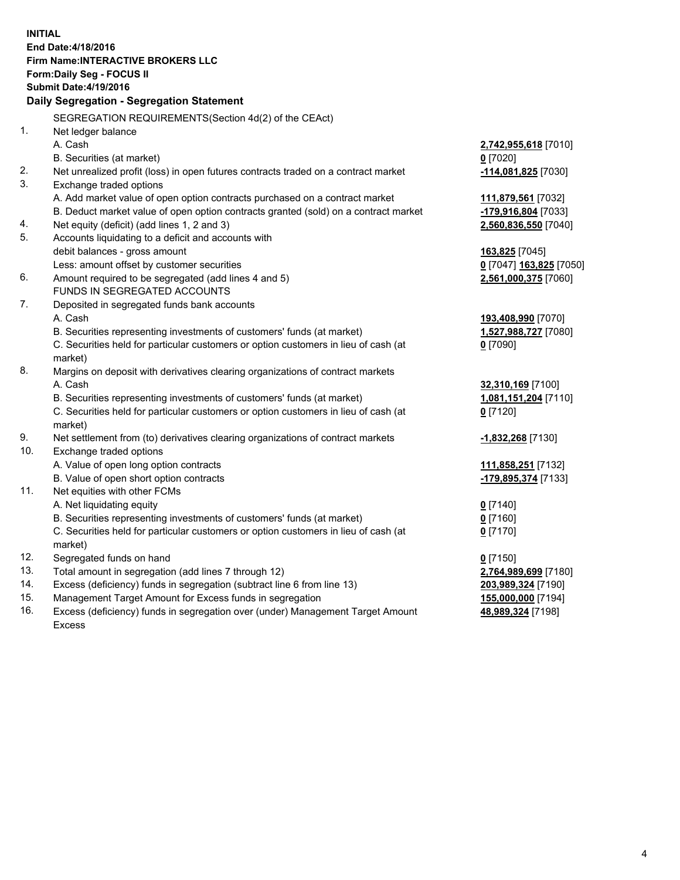**INITIAL**
**End Date:4/18/2016**
**Firm Name:INTERACTIVE BROKERS LLC**
**Form:Daily Seg - FOCUS II**
**Submit Date:4/19/2016**

## Daily Segregation - Segregation Statement

| | | |
|---|---|---|
| | SEGREGATION REQUIREMENTS(Section 4d(2) of the CEAct) | |
| 1. | Net ledger balance | |
| | A. Cash | **2,742,955,618** [7010] |
| | B. Securities (at market) | **0** [7020] |
| 2. | Net unrealized profit (loss) in open futures contracts traded on a contract market | **-114,081,825** [7030] |
| 3. | Exchange traded options | |
| | A. Add market value of open option contracts purchased on a contract market | **111,879,561** [7032] |
| | B. Deduct market value of open option contracts granted (sold) on a contract market | **-179,916,804** [7033] |
| 4. | Net equity (deficit) (add lines 1, 2 and 3) | **2,560,836,550** [7040] |
| 5. | Accounts liquidating to a deficit and accounts with debit balances - gross amount | **163,825** [7045] |
| | Less: amount offset by customer securities | **0** [7047] **163,825** [7050] |
| 6. | Amount required to be segregated (add lines 4 and 5) | **2,561,000,375** [7060] |
| | FUNDS IN SEGREGATED ACCOUNTS | |
| 7. | Deposited in segregated funds bank accounts | |
| | A. Cash | **193,408,990** [7070] |
| | B. Securities representing investments of customers' funds (at market) | **1,527,988,727** [7080] |
| | C. Securities held for particular customers or option customers in lieu of cash (at market) | **0** [7090] |
| 8. | Margins on deposit with derivatives clearing organizations of contract markets | |
| | A. Cash | **32,310,169** [7100] |
| | B. Securities representing investments of customers' funds (at market) | **1,081,151,204** [7110] |
| | C. Securities held for particular customers or option customers in lieu of cash (at market) | **0** [7120] |
| 9. | Net settlement from (to) derivatives clearing organizations of contract markets | **-1,832,268** [7130] |
| 10. | Exchange traded options | |
| | A. Value of open long option contracts | **111,858,251** [7132] |
| | B. Value of open short option contracts | **-179,895,374** [7133] |
| 11. | Net equities with other FCMs | |
| | A. Net liquidating equity | **0** [7140] |
| | B. Securities representing investments of customers' funds (at market) | **0** [7160] |
| | C. Securities held for particular customers or option customers in lieu of cash (at market) | **0** [7170] |
| 12. | Segregated funds on hand | **0** [7150] |
| 13. | Total amount in segregation (add lines 7 through 12) | **2,764,989,699** [7180] |
| 14. | Excess (deficiency) funds in segregation (subtract line 6 from line 13) | **203,989,324** [7190] |
| 15. | Management Target Amount for Excess funds in segregation | **155,000,000** [7194] |
| 16. | Excess (deficiency) funds in segregation over (under) Management Target Amount Excess | **48,989,324** [7198] |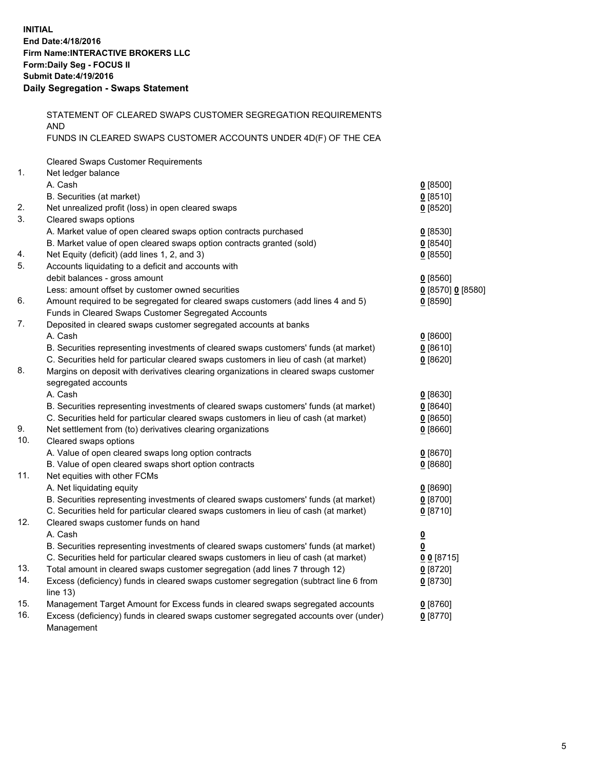**INITIAL**
**End Date:4/18/2016**
**Firm Name:INTERACTIVE BROKERS LLC**
**Form:Daily Seg - FOCUS II**
**Submit Date:4/19/2016**
**Daily Segregation - Swaps Statement**

STATEMENT OF CLEARED SWAPS CUSTOMER SEGREGATION REQUIREMENTS
AND
FUNDS IN CLEARED SWAPS CUSTOMER ACCOUNTS UNDER 4D(F) OF THE CEA

| | | |
|---|---|---|
| | Cleared Swaps Customer Requirements | |
| 1. | Net ledger balance | |
| | A. Cash | 0 [8500] |
| | B. Securities (at market) | 0 [8510] |
| 2. | Net unrealized profit (loss) in open cleared swaps | 0 [8520] |
| 3. | Cleared swaps options | |
| | A. Market value of open cleared swaps option contracts purchased | 0 [8530] |
| | B. Market value of open cleared swaps option contracts granted (sold) | 0 [8540] |
| 4. | Net Equity (deficit) (add lines 1, 2, and 3) | 0 [8550] |
| 5. | Accounts liquidating to a deficit and accounts with | |
| | debit balances - gross amount | 0 [8560] |
| | Less: amount offset by customer owned securities | 0 [8570] 0 [8580] |
| 6. | Amount required to be segregated for cleared swaps customers (add lines 4 and 5) | 0 [8590] |
| | Funds in Cleared Swaps Customer Segregated Accounts | |
| 7. | Deposited in cleared swaps customer segregated accounts at banks | |
| | A. Cash | 0 [8600] |
| | B. Securities representing investments of cleared swaps customers' funds (at market) | 0 [8610] |
| | C. Securities held for particular cleared swaps customers in lieu of cash (at market) | 0 [8620] |
| 8. | Margins on deposit with derivatives clearing organizations in cleared swaps customer segregated accounts | |
| | A. Cash | 0 [8630] |
| | B. Securities representing investments of cleared swaps customers' funds (at market) | 0 [8640] |
| | C. Securities held for particular cleared swaps customers in lieu of cash (at market) | 0 [8650] |
| 9. | Net settlement from (to) derivatives clearing organizations | 0 [8660] |
| 10. | Cleared swaps options | |
| | A. Value of open cleared swaps long option contracts | 0 [8670] |
| | B. Value of open cleared swaps short option contracts | 0 [8680] |
| 11. | Net equities with other FCMs | |
| | A. Net liquidating equity | 0 [8690] |
| | B. Securities representing investments of cleared swaps customers' funds (at market) | 0 [8700] |
| | C. Securities held for particular cleared swaps customers in lieu of cash (at market) | 0 [8710] |
| 12. | Cleared swaps customer funds on hand | |
| | A. Cash | 0 |
| | B. Securities representing investments of cleared swaps customers' funds (at market) | 0 |
| | C. Securities held for particular cleared swaps customers in lieu of cash (at market) | 0 0 [8715] |
| 13. | Total amount in cleared swaps customer segregation (add lines 7 through 12) | 0 [8720] |
| 14. | Excess (deficiency) funds in cleared swaps customer segregation (subtract line 6 from line 13) | 0 [8730] |
| 15. | Management Target Amount for Excess funds in cleared swaps segregated accounts | 0 [8760] |
| 16. | Excess (deficiency) funds in cleared swaps customer segregated accounts over (under) Management | 0 [8770] |